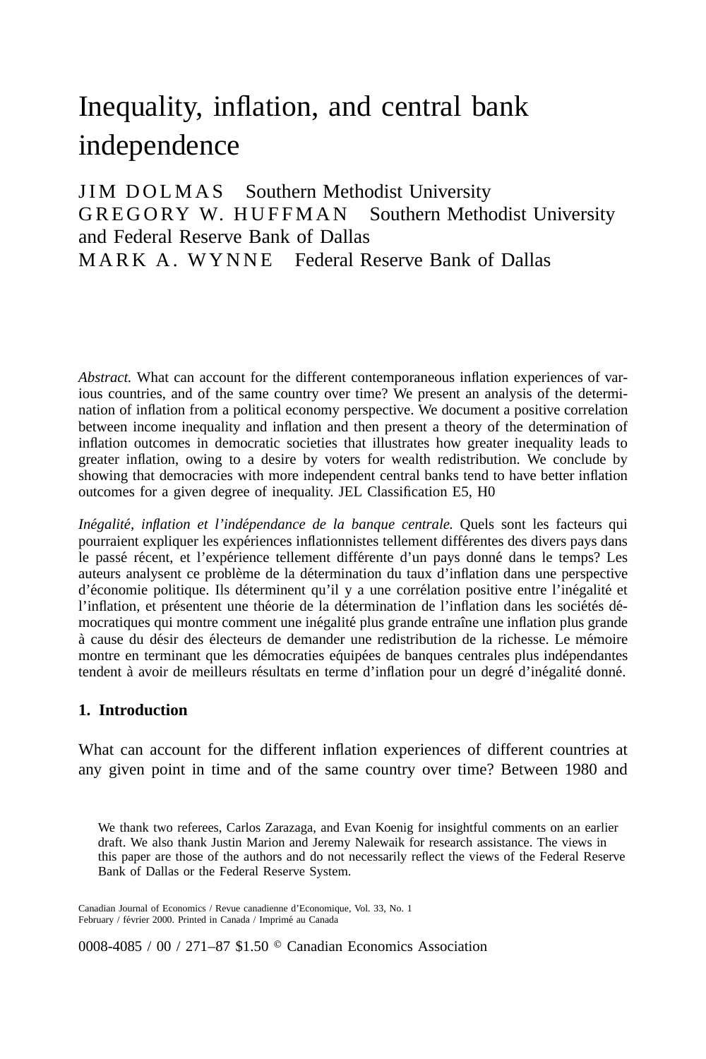# Inequality, inflation, and central bank independence

JIM DOLMAS Southern Methodist University
GREGORY W. HUFFMAN Southern Methodist University and Federal Reserve Bank of Dallas
MARK A. WYNNE Federal Reserve Bank of Dallas

*Abstract.* What can account for the different contemporaneous inflation experiences of various countries, and of the same country over time? We present an analysis of the determination of inflation from a political economy perspective. We document a positive correlation between income inequality and inflation and then present a theory of the determination of inflation outcomes in democratic societies that illustrates how greater inequality leads to greater inflation, owing to a desire by voters for wealth redistribution. We conclude by showing that democracies with more independent central banks tend to have better inflation outcomes for a given degree of inequality. JEL Classification E5, H0

*Inégalité, inflation et l'indépendance de la banque centrale.* Quels sont les facteurs qui pourraient expliquer les expériences inflationnistes tellement différentes des divers pays dans le passé récent, et l'expérience tellement différente d'un pays donné dans le temps? Les auteurs analysent ce problème de la détermination du taux d'inflation dans une perspective d'économie politique. Ils déterminent qu'il y a une corrélation positive entre l'inégalité et l'inflation, et présentent une théorie de la détermination de l'inflation dans les sociétés démocratiques qui montre comment une inégalité plus grande entraîne une inflation plus grande à cause du désir des électeurs de demander une redistribution de la richesse. Le mémoire montre en terminant que les démocraties équipées de banques centrales plus indépendantes tendent à avoir de meilleurs résultats en terme d'inflation pour un degré d'inégalité donné.

## 1. Introduction

What can account for the different inflation experiences of different countries at any given point in time and of the same country over time? Between 1980 and

We thank two referees, Carlos Zarazaga, and Evan Koenig for insightful comments on an earlier draft. We also thank Justin Marion and Jeremy Nalewaik for research assistance. The views in this paper are those of the authors and do not necessarily reflect the views of the Federal Reserve Bank of Dallas or the Federal Reserve System.

Canadian Journal of Economics / Revue canadienne d'Economique, Vol. 33, No. 1
February / février 2000. Printed in Canada / Imprimé au Canada

0008-4085 / 00 / 271–87 $1.50 © Canadian Economics Association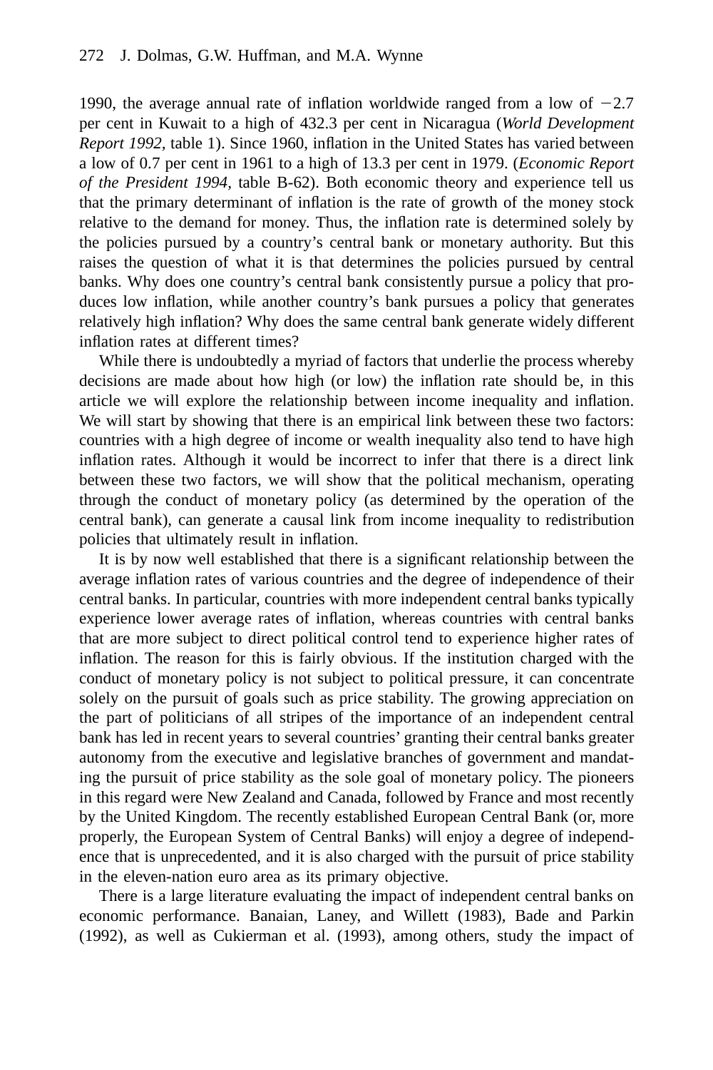1990, the average annual rate of inflation worldwide ranged from a low of −2.7 per cent in Kuwait to a high of 432.3 per cent in Nicaragua (*World Development Report 1992,* table 1). Since 1960, inflation in the United States has varied between a low of 0.7 per cent in 1961 to a high of 13.3 per cent in 1979. (*Economic Report of the President 1994,* table B-62). Both economic theory and experience tell us that the primary determinant of inflation is the rate of growth of the money stock relative to the demand for money. Thus, the inflation rate is determined solely by the policies pursued by a country's central bank or monetary authority. But this raises the question of what it is that determines the policies pursued by central banks. Why does one country's central bank consistently pursue a policy that produces low inflation, while another country's bank pursues a policy that generates relatively high inflation? Why does the same central bank generate widely different inflation rates at different times?

While there is undoubtedly a myriad of factors that underlie the process whereby decisions are made about how high (or low) the inflation rate should be, in this article we will explore the relationship between income inequality and inflation. We will start by showing that there is an empirical link between these two factors: countries with a high degree of income or wealth inequality also tend to have high inflation rates. Although it would be incorrect to infer that there is a direct link between these two factors, we will show that the political mechanism, operating through the conduct of monetary policy (as determined by the operation of the central bank), can generate a causal link from income inequality to redistribution policies that ultimately result in inflation.

It is by now well established that there is a significant relationship between the average inflation rates of various countries and the degree of independence of their central banks. In particular, countries with more independent central banks typically experience lower average rates of inflation, whereas countries with central banks that are more subject to direct political control tend to experience higher rates of inflation. The reason for this is fairly obvious. If the institution charged with the conduct of monetary policy is not subject to political pressure, it can concentrate solely on the pursuit of goals such as price stability. The growing appreciation on the part of politicians of all stripes of the importance of an independent central bank has led in recent years to several countries' granting their central banks greater autonomy from the executive and legislative branches of government and mandating the pursuit of price stability as the sole goal of monetary policy. The pioneers in this regard were New Zealand and Canada, followed by France and most recently by the United Kingdom. The recently established European Central Bank (or, more properly, the European System of Central Banks) will enjoy a degree of independence that is unprecedented, and it is also charged with the pursuit of price stability in the eleven-nation euro area as its primary objective.

There is a large literature evaluating the impact of independent central banks on economic performance. Banaian, Laney, and Willett (1983), Bade and Parkin (1992), as well as Cukierman et al. (1993), among others, study the impact of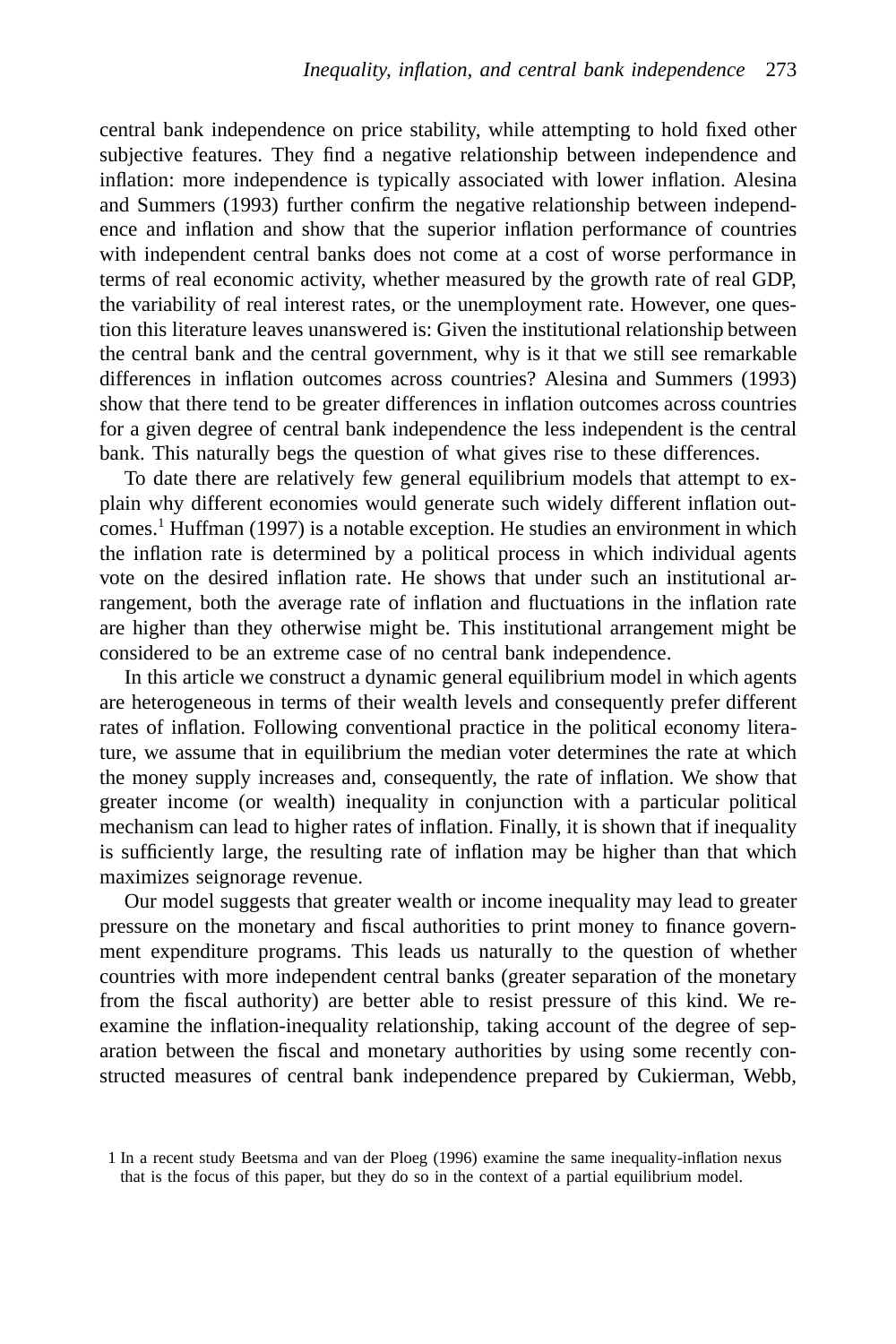central bank independence on price stability, while attempting to hold fixed other subjective features. They find a negative relationship between independence and inflation: more independence is typically associated with lower inflation. Alesina and Summers (1993) further confirm the negative relationship between independence and inflation and show that the superior inflation performance of countries with independent central banks does not come at a cost of worse performance in terms of real economic activity, whether measured by the growth rate of real GDP, the variability of real interest rates, or the unemployment rate. However, one question this literature leaves unanswered is: Given the institutional relationship between the central bank and the central government, why is it that we still see remarkable differences in inflation outcomes across countries? Alesina and Summers (1993) show that there tend to be greater differences in inflation outcomes across countries for a given degree of central bank independence the less independent is the central bank. This naturally begs the question of what gives rise to these differences.

To date there are relatively few general equilibrium models that attempt to explain why different economies would generate such widely different inflation outcomes.[1] Huffman (1997) is a notable exception. He studies an environment in which the inflation rate is determined by a political process in which individual agents vote on the desired inflation rate. He shows that under such an institutional arrangement, both the average rate of inflation and fluctuations in the inflation rate are higher than they otherwise might be. This institutional arrangement might be considered to be an extreme case of no central bank independence.

In this article we construct a dynamic general equilibrium model in which agents are heterogeneous in terms of their wealth levels and consequently prefer different rates of inflation. Following conventional practice in the political economy literature, we assume that in equilibrium the median voter determines the rate at which the money supply increases and, consequently, the rate of inflation. We show that greater income (or wealth) inequality in conjunction with a particular political mechanism can lead to higher rates of inflation. Finally, it is shown that if inequality is sufficiently large, the resulting rate of inflation may be higher than that which maximizes seignorage revenue.

Our model suggests that greater wealth or income inequality may lead to greater pressure on the monetary and fiscal authorities to print money to finance government expenditure programs. This leads us naturally to the question of whether countries with more independent central banks (greater separation of the monetary from the fiscal authority) are better able to resist pressure of this kind. We reexamine the inflation-inequality relationship, taking account of the degree of separation between the fiscal and monetary authorities by using some recently constructed measures of central bank independence prepared by Cukierman, Webb,

1 In a recent study Beetsma and van der Ploeg (1996) examine the same inequality-inflation nexus that is the focus of this paper, but they do so in the context of a partial equilibrium model.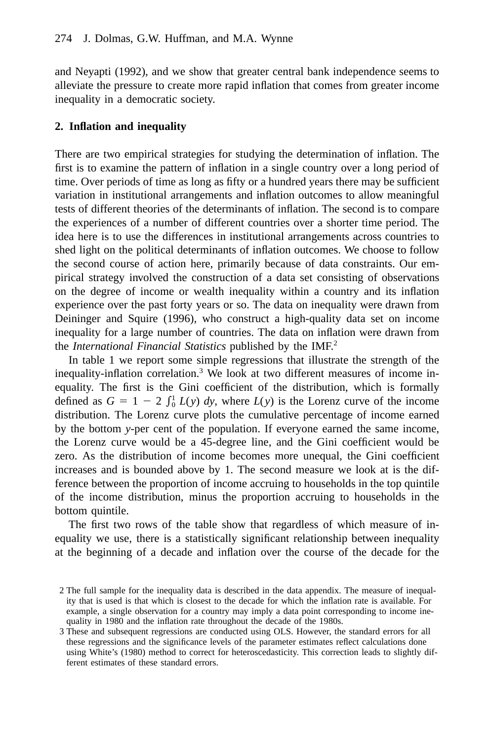and Neyapti (1992), and we show that greater central bank independence seems to alleviate the pressure to create more rapid inflation that comes from greater income inequality in a democratic society.

## 2. Inflation and inequality

There are two empirical strategies for studying the determination of inflation. The first is to examine the pattern of inflation in a single country over a long period of time. Over periods of time as long as fifty or a hundred years there may be sufficient variation in institutional arrangements and inflation outcomes to allow meaningful tests of different theories of the determinants of inflation. The second is to compare the experiences of a number of different countries over a shorter time period. The idea here is to use the differences in institutional arrangements across countries to shed light on the political determinants of inflation outcomes. We choose to follow the second course of action here, primarily because of data constraints. Our empirical strategy involved the construction of a data set consisting of observations on the degree of income or wealth inequality within a country and its inflation experience over the past forty years or so. The data on inequality were drawn from Deininger and Squire (1996), who construct a high-quality data set on income inequality for a large number of countries. The data on inflation were drawn from the *International Financial Statistics* published by the IMF.[2]

In table 1 we report some simple regressions that illustrate the strength of the inequality-inflation correlation.[3] We look at two different measures of income inequality. The first is the Gini coefficient of the distribution, which is formally defined as $G = 1 - 2\int_0^1 L(y)\,dy$, where $L(y)$ is the Lorenz curve of the income distribution. The Lorenz curve plots the cumulative percentage of income earned by the bottom $y$-per cent of the population. If everyone earned the same income, the Lorenz curve would be a 45-degree line, and the Gini coefficient would be zero. As the distribution of income becomes more unequal, the Gini coefficient increases and is bounded above by 1. The second measure we look at is the difference between the proportion of income accruing to households in the top quintile of the income distribution, minus the proportion accruing to households in the bottom quintile.

The first two rows of the table show that regardless of which measure of inequality we use, there is a statistically significant relationship between inequality at the beginning of a decade and inflation over the course of the decade for the

2 The full sample for the inequality data is described in the data appendix. The measure of inequality that is used is that which is closest to the decade for which the inflation rate is available. For example, a single observation for a country may imply a data point corresponding to income inequality in 1980 and the inflation rate throughout the decade of the 1980s.

3 These and subsequent regressions are conducted using OLS. However, the standard errors for all these regressions and the significance levels of the parameter estimates reflect calculations done using White's (1980) method to correct for heteroscedasticity. This correction leads to slightly different estimates of these standard errors.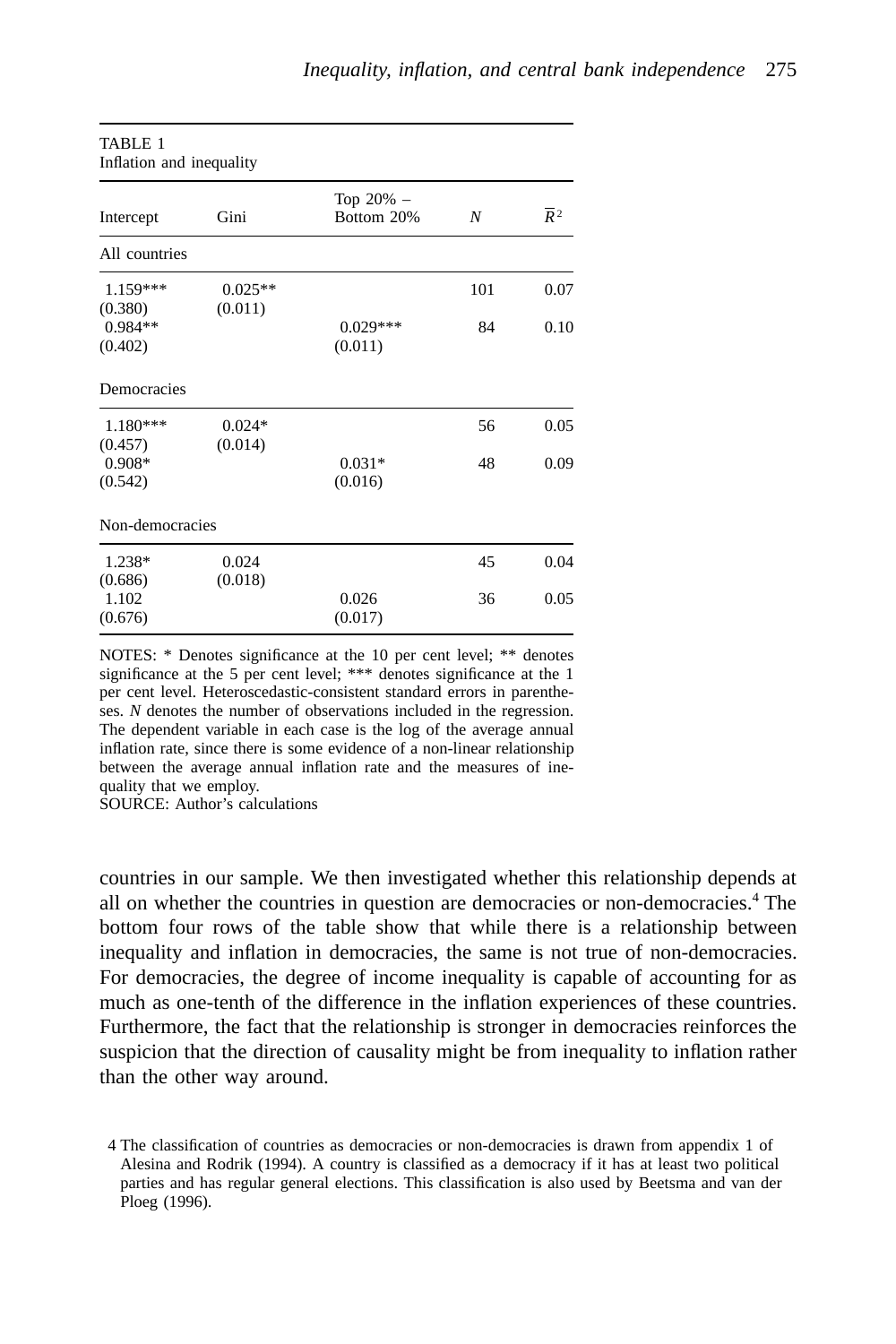TABLE 1
Inflation and inequality

| Intercept | Gini | Top 20% – Bottom 20% | $N$ | $\overline{R}^2$ |
|---|---|---|---|---|
| All countries | | | | |
| 1.159*** (0.380) | 0.025** (0.011) | | 101 | 0.07 |
| 0.984** (0.402) | | 0.029*** (0.011) | 84 | 0.10 |
| Democracies | | | | |
| 1.180*** (0.457) | 0.024* (0.014) | | 56 | 0.05 |
| 0.908* (0.542) | | 0.031* (0.016) | 48 | 0.09 |
| Non-democracies | | | | |
| 1.238* (0.686) | 0.024 (0.018) | | 45 | 0.04 |
| 1.102 (0.676) | | 0.026 (0.017) | 36 | 0.05 |

NOTES: * Denotes significance at the 10 per cent level; ** denotes significance at the 5 per cent level; *** denotes significance at the 1 per cent level. Heteroscedastic-consistent standard errors in parentheses. *N* denotes the number of observations included in the regression. The dependent variable in each case is the log of the average annual inflation rate, since there is some evidence of a non-linear relationship between the average annual inflation rate and the measures of inequality that we employ.
SOURCE: Author's calculations

countries in our sample. We then investigated whether this relationship depends at all on whether the countries in question are democracies or non-democracies.[4] The bottom four rows of the table show that while there is a relationship between inequality and inflation in democracies, the same is not true of non-democracies. For democracies, the degree of income inequality is capable of accounting for as much as one-tenth of the difference in the inflation experiences of these countries. Furthermore, the fact that the relationship is stronger in democracies reinforces the suspicion that the direction of causality might be from inequality to inflation rather than the other way around.

4 The classification of countries as democracies or non-democracies is drawn from appendix 1 of Alesina and Rodrik (1994). A country is classified as a democracy if it has at least two political parties and has regular general elections. This classification is also used by Beetsma and van der Ploeg (1996).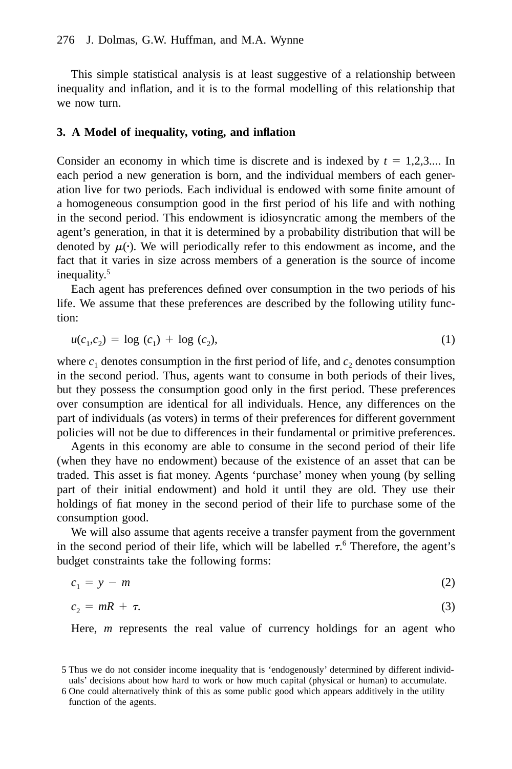This simple statistical analysis is at least suggestive of a relationship between inequality and inflation, and it is to the formal modelling of this relationship that we now turn.

## 3. A Model of inequality, voting, and inflation

Consider an economy in which time is discrete and is indexed by $t = 1,2,3....$ In each period a new generation is born, and the individual members of each generation live for two periods. Each individual is endowed with some finite amount of a homogeneous consumption good in the first period of his life and with nothing in the second period. This endowment is idiosyncratic among the members of the agent's generation, in that it is determined by a probability distribution that will be denoted by $\mu(\cdot)$. We will periodically refer to this endowment as income, and the fact that it varies in size across members of a generation is the source of income inequality.[5]

Each agent has preferences defined over consumption in the two periods of his life. We assume that these preferences are described by the following utility function:

$$u(c_1,c_2) = \log (c_1) + \log (c_2), \tag{1}$$

where $c_1$ denotes consumption in the first period of life, and $c_2$ denotes consumption in the second period. Thus, agents want to consume in both periods of their lives, but they possess the consumption good only in the first period. These preferences over consumption are identical for all individuals. Hence, any differences on the part of individuals (as voters) in terms of their preferences for different government policies will not be due to differences in their fundamental or primitive preferences.

Agents in this economy are able to consume in the second period of their life (when they have no endowment) because of the existence of an asset that can be traded. This asset is fiat money. Agents 'purchase' money when young (by selling part of their initial endowment) and hold it until they are old. They use their holdings of fiat money in the second period of their life to purchase some of the consumption good.

We will also assume that agents receive a transfer payment from the government in the second period of their life, which will be labelled $\tau$.[6] Therefore, the agent's budget constraints take the following forms:

$$c_1 = y - m \tag{2}$$

$$c_2 = mR + \tau. \tag{3}$$

Here, $m$ represents the real value of currency holdings for an agent who

5 Thus we do not consider income inequality that is 'endogenously' determined by different individuals' decisions about how hard to work or how much capital (physical or human) to accumulate.

6 One could alternatively think of this as some public good which appears additively in the utility function of the agents.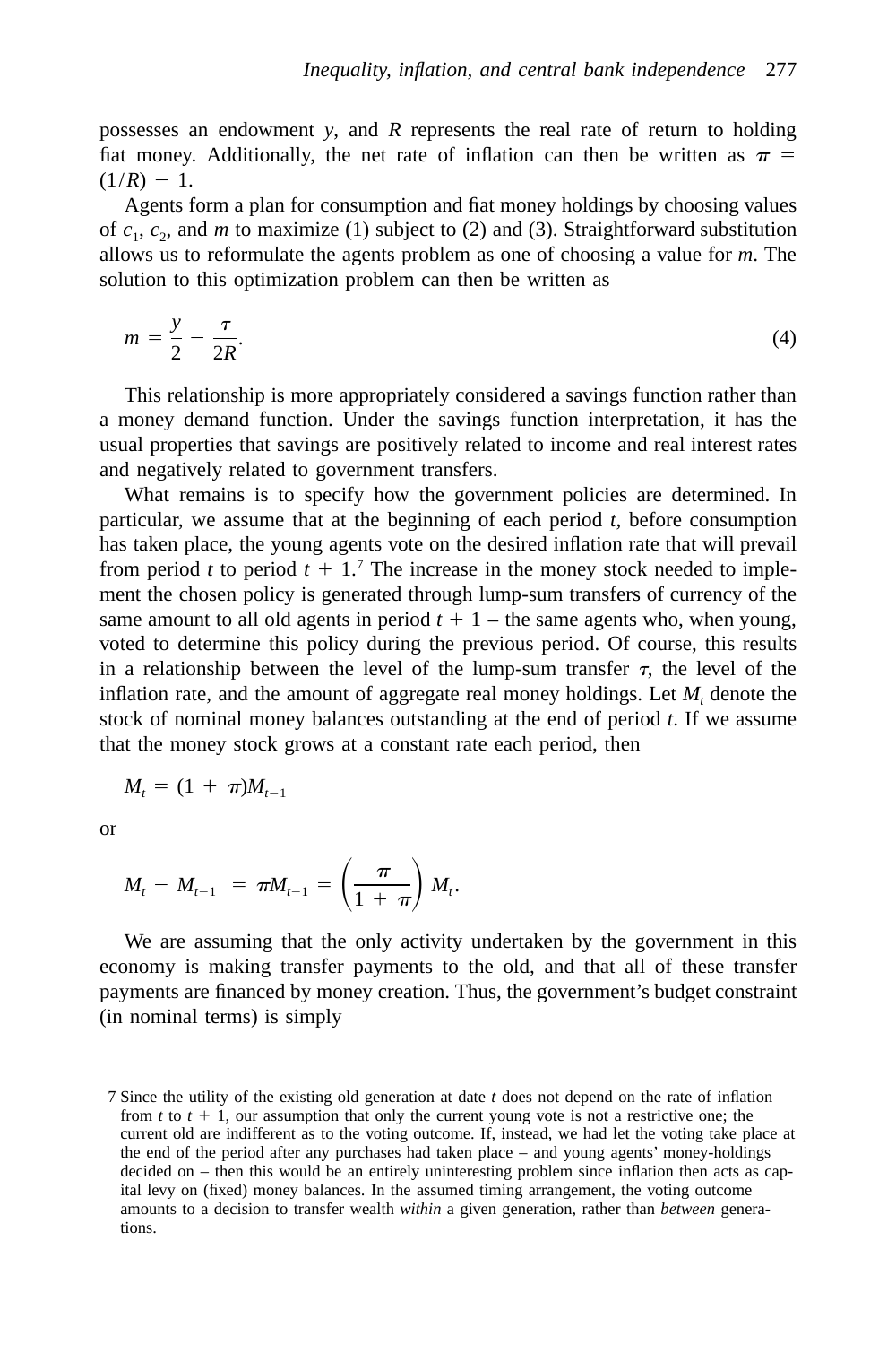possesses an endowment $y$, and $R$ represents the real rate of return to holding fiat money. Additionally, the net rate of inflation can then be written as $\pi = (1/R) - 1$.

Agents form a plan for consumption and fiat money holdings by choosing values of $c_1$, $c_2$, and $m$ to maximize (1) subject to (2) and (3). Straightforward substitution allows us to reformulate the agents problem as one of choosing a value for $m$. The solution to this optimization problem can then be written as

$$m = \frac{y}{2} - \frac{\tau}{2R}. \tag{4}$$

This relationship is more appropriately considered a savings function rather than a money demand function. Under the savings function interpretation, it has the usual properties that savings are positively related to income and real interest rates and negatively related to government transfers.

What remains is to specify how the government policies are determined. In particular, we assume that at the beginning of each period $t$, before consumption has taken place, the young agents vote on the desired inflation rate that will prevail from period $t$ to period $t + 1$.[7] The increase in the money stock needed to implement the chosen policy is generated through lump-sum transfers of currency of the same amount to all old agents in period $t + 1$ – the same agents who, when young, voted to determine this policy during the previous period. Of course, this results in a relationship between the level of the lump-sum transfer $\tau$, the level of the inflation rate, and the amount of aggregate real money holdings. Let $M_t$ denote the stock of nominal money balances outstanding at the end of period $t$. If we assume that the money stock grows at a constant rate each period, then

$$M_t = (1 + \pi)M_{t-1}$$

or

$$M_t - M_{t-1} = \pi M_{t-1} = \left(\frac{\pi}{1 + \pi}\right) M_t.$$

We are assuming that the only activity undertaken by the government in this economy is making transfer payments to the old, and that all of these transfer payments are financed by money creation. Thus, the government's budget constraint (in nominal terms) is simply

7 Since the utility of the existing old generation at date $t$ does not depend on the rate of inflation from $t$ to $t + 1$, our assumption that only the current young vote is not a restrictive one; the current old are indifferent as to the voting outcome. If, instead, we had let the voting take place at the end of the period after any purchases had taken place – and young agents' money-holdings decided on – then this would be an entirely uninteresting problem since inflation then acts as capital levy on (fixed) money balances. In the assumed timing arrangement, the voting outcome amounts to a decision to transfer wealth *within* a given generation, rather than *between* generations.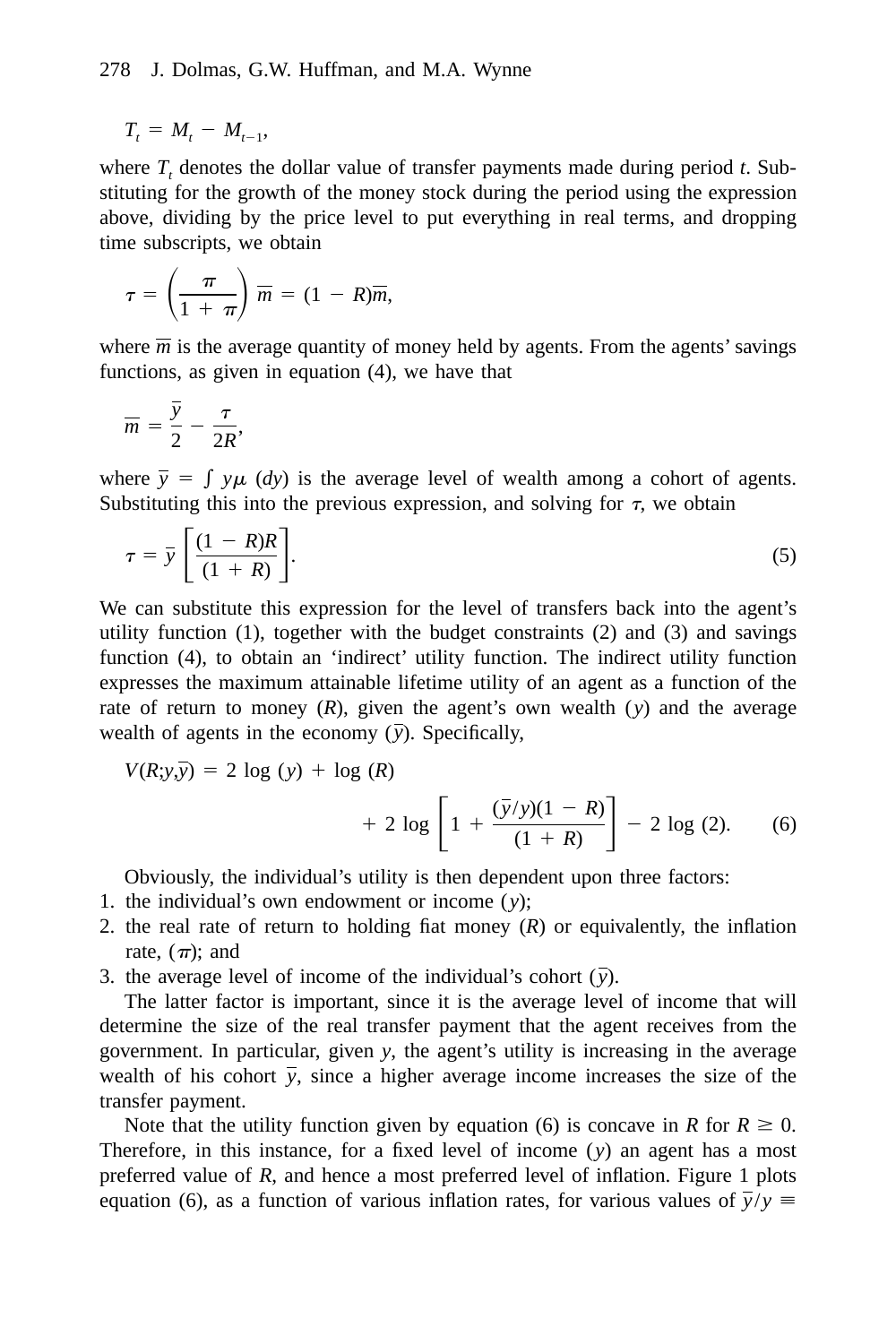$$T_t = M_t - M_{t-1},$$

where $T_t$ denotes the dollar value of transfer payments made during period $t$. Substituting for the growth of the money stock during the period using the expression above, dividing by the price level to put everything in real terms, and dropping time subscripts, we obtain

$$\tau = \left(\frac{\pi}{1 + \pi}\right)\overline{m} = (1 - R)\overline{m},$$

where $\overline{m}$ is the average quantity of money held by agents. From the agents' savings functions, as given in equation (4), we have that

$$\overline{m} = \frac{\overline{y}}{2} - \frac{\tau}{2R},$$

where $\overline{y} = \int y\mu\ (dy)$ is the average level of wealth among a cohort of agents. Substituting this into the previous expression, and solving for $\tau$, we obtain

$$\tau = \overline{y}\left[\frac{(1 - R)R}{(1 + R)}\right]. \tag{5}$$

We can substitute this expression for the level of transfers back into the agent's utility function (1), together with the budget constraints (2) and (3) and savings function (4), to obtain an 'indirect' utility function. The indirect utility function expresses the maximum attainable lifetime utility of an agent as a function of the rate of return to money ($R$), given the agent's own wealth ($y$) and the average wealth of agents in the economy ($\overline{y}$). Specifically,

$$V(R;y,\overline{y}) = 2\log(y) + \log(R) + 2\log\left[1 + \frac{(\overline{y}/y)(1 - R)}{(1 + R)}\right] - 2\log(2). \tag{6}$$

Obviously, the individual's utility is then dependent upon three factors:

1. the individual's own endowment or income ($y$);
2. the real rate of return to holding fiat money ($R$) or equivalently, the inflation rate, ($\pi$); and
3. the average level of income of the individual's cohort ($\overline{y}$).

The latter factor is important, since it is the average level of income that will determine the size of the real transfer payment that the agent receives from the government. In particular, given $y$, the agent's utility is increasing in the average wealth of his cohort $\overline{y}$, since a higher average income increases the size of the transfer payment.

Note that the utility function given by equation (6) is concave in $R$ for $R \geq 0$. Therefore, in this instance, for a fixed level of income ($y$) an agent has a most preferred value of $R$, and hence a most preferred level of inflation. Figure 1 plots equation (6), as a function of various inflation rates, for various values of $\overline{y}/y \equiv$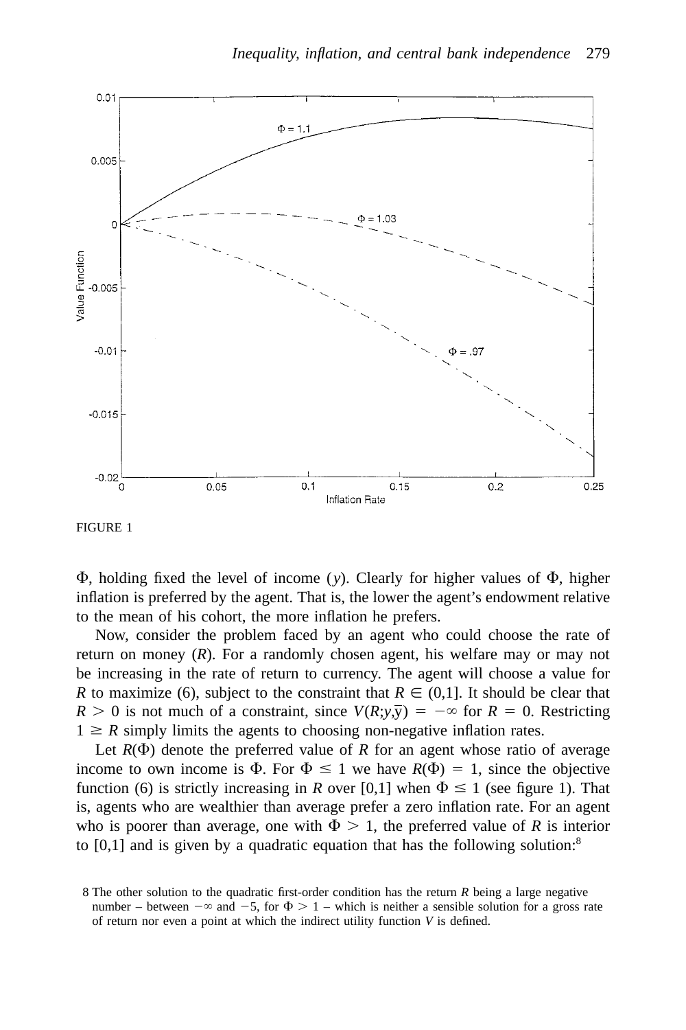0.01

0.005

0

-0.005

-0.01

-0.015

-0.02

Value Function

$\Phi = 1.1$

$\Phi = 1.03$

$\Phi = .97$

0 0.05 0.1 0.15 0.2 0.25

Inflation Rate

FIGURE 1

$\Phi$, holding fixed the level of income ($y$). Clearly for higher values of $\Phi$, higher inflation is preferred by the agent. That is, the lower the agent's endowment relative to the mean of his cohort, the more inflation he prefers.

Now, consider the problem faced by an agent who could choose the rate of return on money ($R$). For a randomly chosen agent, his welfare may or may not be increasing in the rate of return to currency. The agent will choose a value for $R$ to maximize (6), subject to the constraint that $R \in (0,1]$. It should be clear that $R > 0$ is not much of a constraint, since $V(R;y,\bar{y}) = -\infty$ for $R = 0$. Restricting $1 \geq R$ simply limits the agents to choosing non-negative inflation rates.

Let $R(\Phi)$ denote the preferred value of $R$ for an agent whose ratio of average income to own income is $\Phi$. For $\Phi \leq 1$ we have $R(\Phi) = 1$, since the objective function (6) is strictly increasing in $R$ over [0,1] when $\Phi \leq 1$ (see figure 1). That is, agents who are wealthier than average prefer a zero inflation rate. For an agent who is poorer than average, one with $\Phi > 1$, the preferred value of $R$ is interior to [0,1] and is given by a quadratic equation that has the following solution:[8]

8 The other solution to the quadratic first-order condition has the return $R$ being a large negative number – between $-\infty$ and $-5$, for $\Phi > 1$ – which is neither a sensible solution for a gross rate of return nor even a point at which the indirect utility function $V$ is defined.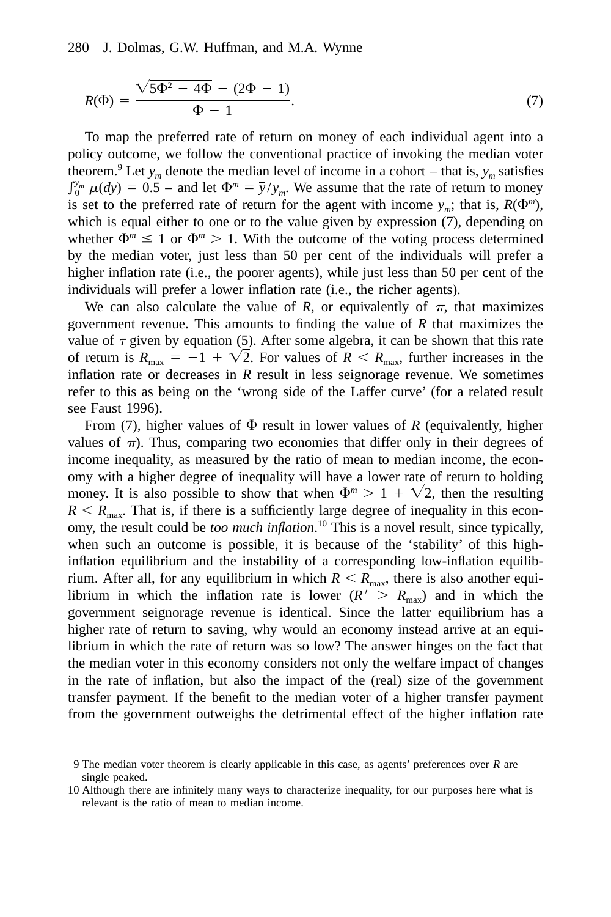$$R(\Phi) = \frac{\sqrt{5\Phi^2 - 4\Phi} - (2\Phi - 1)}{\Phi - 1}. \tag{7}$$

To map the preferred rate of return on money of each individual agent into a policy outcome, we follow the conventional practice of invoking the median voter theorem.[9] Let $y_m$ denote the median level of income in a cohort – that is, $y_m$ satisfies $\int_0^{y_m} \mu(dy) = 0.5$ – and let $\Phi^m = \bar{y}/y_m$. We assume that the rate of return to money is set to the preferred rate of return for the agent with income $y_m$; that is, $R(\Phi^m)$, which is equal either to one or to the value given by expression (7), depending on whether $\Phi^m \leq 1$ or $\Phi^m > 1$. With the outcome of the voting process determined by the median voter, just less than 50 per cent of the individuals will prefer a higher inflation rate (i.e., the poorer agents), while just less than 50 per cent of the individuals will prefer a lower inflation rate (i.e., the richer agents).

We can also calculate the value of $R$, or equivalently of $\pi$, that maximizes government revenue. This amounts to finding the value of $R$ that maximizes the value of $\tau$ given by equation (5). After some algebra, it can be shown that this rate of return is $R_{\max} = -1 + \sqrt{2}$. For values of $R < R_{\max}$, further increases in the inflation rate or decreases in $R$ result in less seignorage revenue. We sometimes refer to this as being on the 'wrong side of the Laffer curve' (for a related result see Faust 1996).

From (7), higher values of $\Phi$ result in lower values of $R$ (equivalently, higher values of $\pi$). Thus, comparing two economies that differ only in their degrees of income inequality, as measured by the ratio of mean to median income, the economy with a higher degree of inequality will have a lower rate of return to holding money. It is also possible to show that when $\Phi^m > 1 + \sqrt{2}$, then the resulting $R < R_{\max}$. That is, if there is a sufficiently large degree of inequality in this economy, the result could be *too much inflation*.[10] This is a novel result, since typically, when such an outcome is possible, it is because of the 'stability' of this high-inflation equilibrium and the instability of a corresponding low-inflation equilibrium. After all, for any equilibrium in which $R < R_{\max}$, there is also another equilibrium in which the inflation rate is lower ($R' > R_{\max}$) and in which the government seignorage revenue is identical. Since the latter equilibrium has a higher rate of return to saving, why would an economy instead arrive at an equilibrium in which the rate of return was so low? The answer hinges on the fact that the median voter in this economy considers not only the welfare impact of changes in the rate of inflation, but also the impact of the (real) size of the government transfer payment. If the benefit to the median voter of a higher transfer payment from the government outweighs the detrimental effect of the higher inflation rate

9 The median voter theorem is clearly applicable in this case, as agents' preferences over $R$ are single peaked.

10 Although there are infinitely many ways to characterize inequality, for our purposes here what is relevant is the ratio of mean to median income.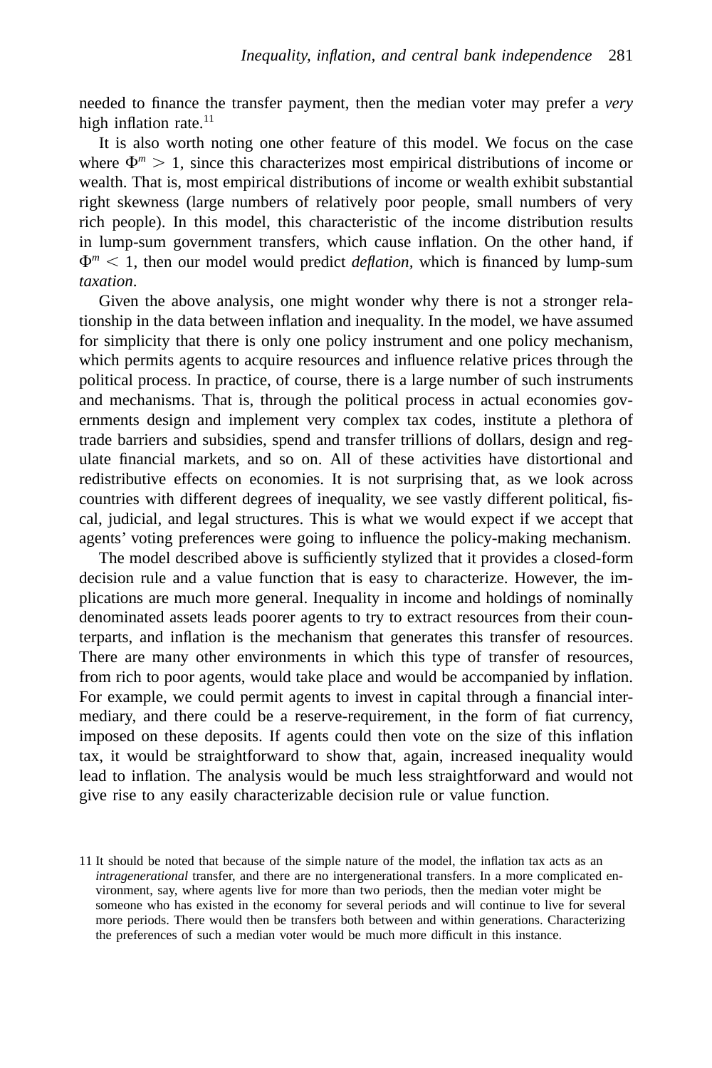needed to finance the transfer payment, then the median voter may prefer a *very* high inflation rate.[11]

It is also worth noting one other feature of this model. We focus on the case where $\Phi^m > 1$, since this characterizes most empirical distributions of income or wealth. That is, most empirical distributions of income or wealth exhibit substantial right skewness (large numbers of relatively poor people, small numbers of very rich people). In this model, this characteristic of the income distribution results in lump-sum government transfers, which cause inflation. On the other hand, if $\Phi^m < 1$, then our model would predict *deflation*, which is financed by lump-sum *taxation*.

Given the above analysis, one might wonder why there is not a stronger relationship in the data between inflation and inequality. In the model, we have assumed for simplicity that there is only one policy instrument and one policy mechanism, which permits agents to acquire resources and influence relative prices through the political process. In practice, of course, there is a large number of such instruments and mechanisms. That is, through the political process in actual economies governments design and implement very complex tax codes, institute a plethora of trade barriers and subsidies, spend and transfer trillions of dollars, design and regulate financial markets, and so on. All of these activities have distortional and redistributive effects on economies. It is not surprising that, as we look across countries with different degrees of inequality, we see vastly different political, fiscal, judicial, and legal structures. This is what we would expect if we accept that agents' voting preferences were going to influence the policy-making mechanism.

The model described above is sufficiently stylized that it provides a closed-form decision rule and a value function that is easy to characterize. However, the implications are much more general. Inequality in income and holdings of nominally denominated assets leads poorer agents to try to extract resources from their counterparts, and inflation is the mechanism that generates this transfer of resources. There are many other environments in which this type of transfer of resources, from rich to poor agents, would take place and would be accompanied by inflation. For example, we could permit agents to invest in capital through a financial intermediary, and there could be a reserve-requirement, in the form of fiat currency, imposed on these deposits. If agents could then vote on the size of this inflation tax, it would be straightforward to show that, again, increased inequality would lead to inflation. The analysis would be much less straightforward and would not give rise to any easily characterizable decision rule or value function.

11 It should be noted that because of the simple nature of the model, the inflation tax acts as an *intragenerational* transfer, and there are no intergenerational transfers. In a more complicated environment, say, where agents live for more than two periods, then the median voter might be someone who has existed in the economy for several periods and will continue to live for several more periods. There would then be transfers both between and within generations. Characterizing the preferences of such a median voter would be much more difficult in this instance.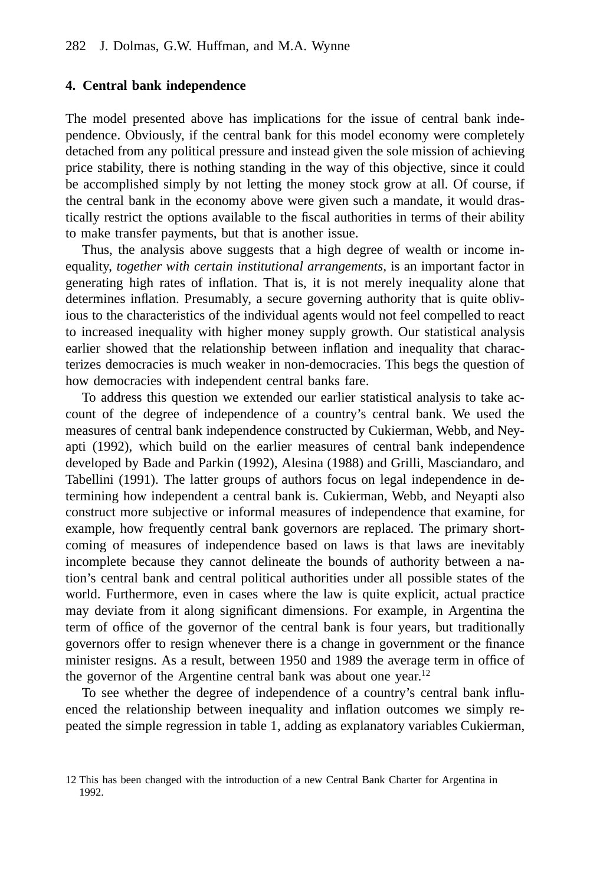## 4. Central bank independence

The model presented above has implications for the issue of central bank independence. Obviously, if the central bank for this model economy were completely detached from any political pressure and instead given the sole mission of achieving price stability, there is nothing standing in the way of this objective, since it could be accomplished simply by not letting the money stock grow at all. Of course, if the central bank in the economy above were given such a mandate, it would drastically restrict the options available to the fiscal authorities in terms of their ability to make transfer payments, but that is another issue.

Thus, the analysis above suggests that a high degree of wealth or income inequality, *together with certain institutional arrangements,* is an important factor in generating high rates of inflation. That is, it is not merely inequality alone that determines inflation. Presumably, a secure governing authority that is quite oblivious to the characteristics of the individual agents would not feel compelled to react to increased inequality with higher money supply growth. Our statistical analysis earlier showed that the relationship between inflation and inequality that characterizes democracies is much weaker in non-democracies. This begs the question of how democracies with independent central banks fare.

To address this question we extended our earlier statistical analysis to take account of the degree of independence of a country's central bank. We used the measures of central bank independence constructed by Cukierman, Webb, and Neyapti (1992), which build on the earlier measures of central bank independence developed by Bade and Parkin (1992), Alesina (1988) and Grilli, Masciandaro, and Tabellini (1991). The latter groups of authors focus on legal independence in determining how independent a central bank is. Cukierman, Webb, and Neyapti also construct more subjective or informal measures of independence that examine, for example, how frequently central bank governors are replaced. The primary shortcoming of measures of independence based on laws is that laws are inevitably incomplete because they cannot delineate the bounds of authority between a nation's central bank and central political authorities under all possible states of the world. Furthermore, even in cases where the law is quite explicit, actual practice may deviate from it along significant dimensions. For example, in Argentina the term of office of the governor of the central bank is four years, but traditionally governors offer to resign whenever there is a change in government or the finance minister resigns. As a result, between 1950 and 1989 the average term in office of the governor of the Argentine central bank was about one year.[12]

To see whether the degree of independence of a country's central bank influenced the relationship between inequality and inflation outcomes we simply repeated the simple regression in table 1, adding as explanatory variables Cukierman,

12 This has been changed with the introduction of a new Central Bank Charter for Argentina in 1992.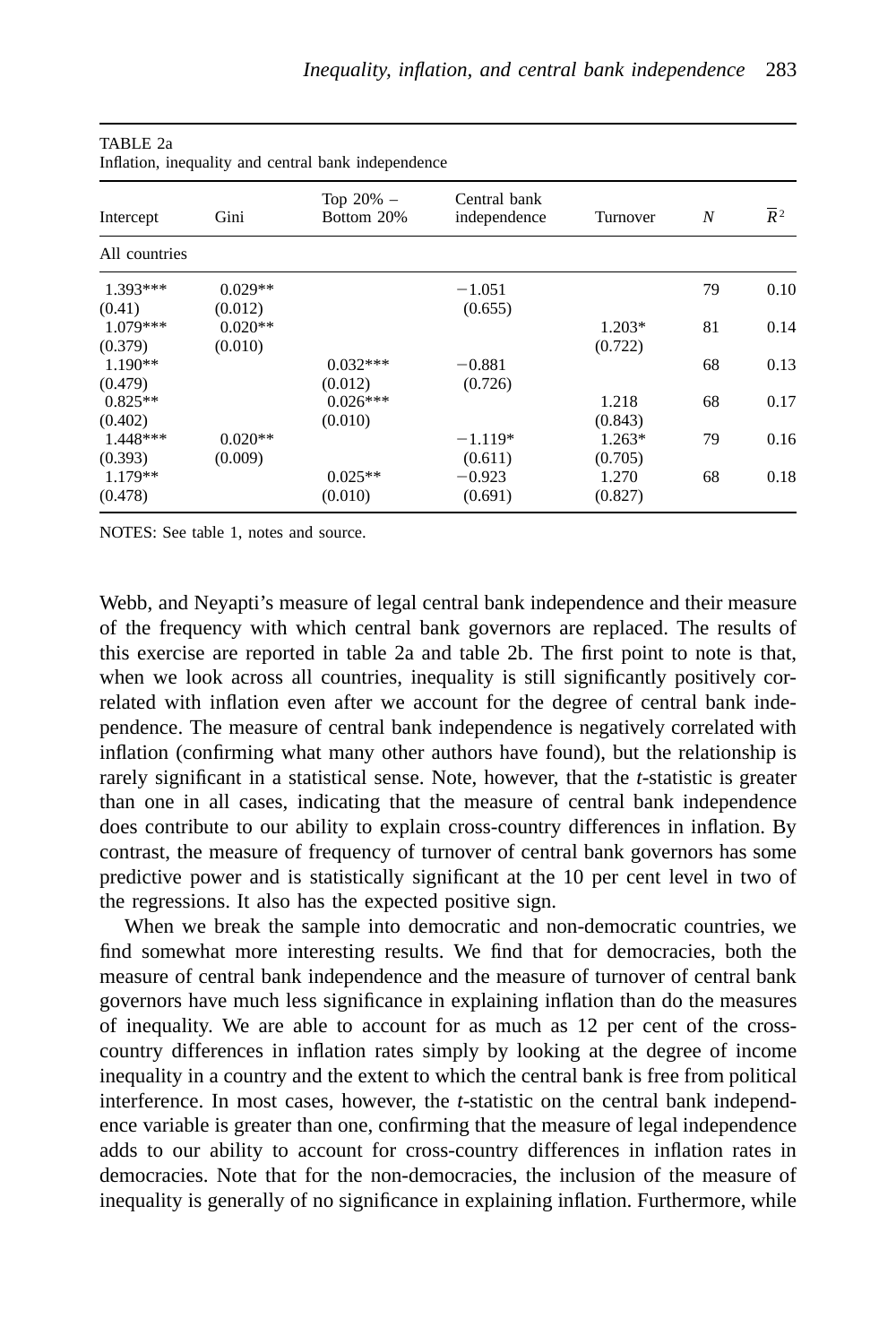TABLE 2a
Inflation, inequality and central bank independence

| Intercept | Gini | Top 20% – Bottom 20% | Central bank independence | Turnover | $N$ | $\overline{R}^2$ |
|---|---|---|---|---|---|---|
| All countries | | | | | | |
| 1.393*** | 0.029** | | −1.051 | | 79 | 0.10 |
| (0.41) | (0.012) | | (0.655) | | | |
| 1.079*** | 0.020** | | | 1.203* | 81 | 0.14 |
| (0.379) | (0.010) | | | (0.722) | | |
| 1.190** | | 0.032*** | −0.881 | | 68 | 0.13 |
| (0.479) | | (0.012) | (0.726) | | | |
| 0.825** | | 0.026*** | | 1.218 | 68 | 0.17 |
| (0.402) | | (0.010) | | (0.843) | | |
| 1.448*** | 0.020** | | −1.119* | 1.263* | 79 | 0.16 |
| (0.393) | (0.009) | | (0.611) | (0.705) | | |
| 1.179** | | 0.025** | −0.923 | 1.270 | 68 | 0.18 |
| (0.478) | | (0.010) | (0.691) | (0.827) | | |

NOTES: See table 1, notes and source.

Webb, and Neyapti's measure of legal central bank independence and their measure of the frequency with which central bank governors are replaced. The results of this exercise are reported in table 2a and table 2b. The first point to note is that, when we look across all countries, inequality is still significantly positively correlated with inflation even after we account for the degree of central bank independence. The measure of central bank independence is negatively correlated with inflation (confirming what many other authors have found), but the relationship is rarely significant in a statistical sense. Note, however, that the *t*-statistic is greater than one in all cases, indicating that the measure of central bank independence does contribute to our ability to explain cross-country differences in inflation. By contrast, the measure of frequency of turnover of central bank governors has some predictive power and is statistically significant at the 10 per cent level in two of the regressions. It also has the expected positive sign.

When we break the sample into democratic and non-democratic countries, we find somewhat more interesting results. We find that for democracies, both the measure of central bank independence and the measure of turnover of central bank governors have much less significance in explaining inflation than do the measures of inequality. We are able to account for as much as 12 per cent of the cross-country differences in inflation rates simply by looking at the degree of income inequality in a country and the extent to which the central bank is free from political interference. In most cases, however, the *t*-statistic on the central bank independence variable is greater than one, confirming that the measure of legal independence adds to our ability to account for cross-country differences in inflation rates in democracies. Note that for the non-democracies, the inclusion of the measure of inequality is generally of no significance in explaining inflation. Furthermore, while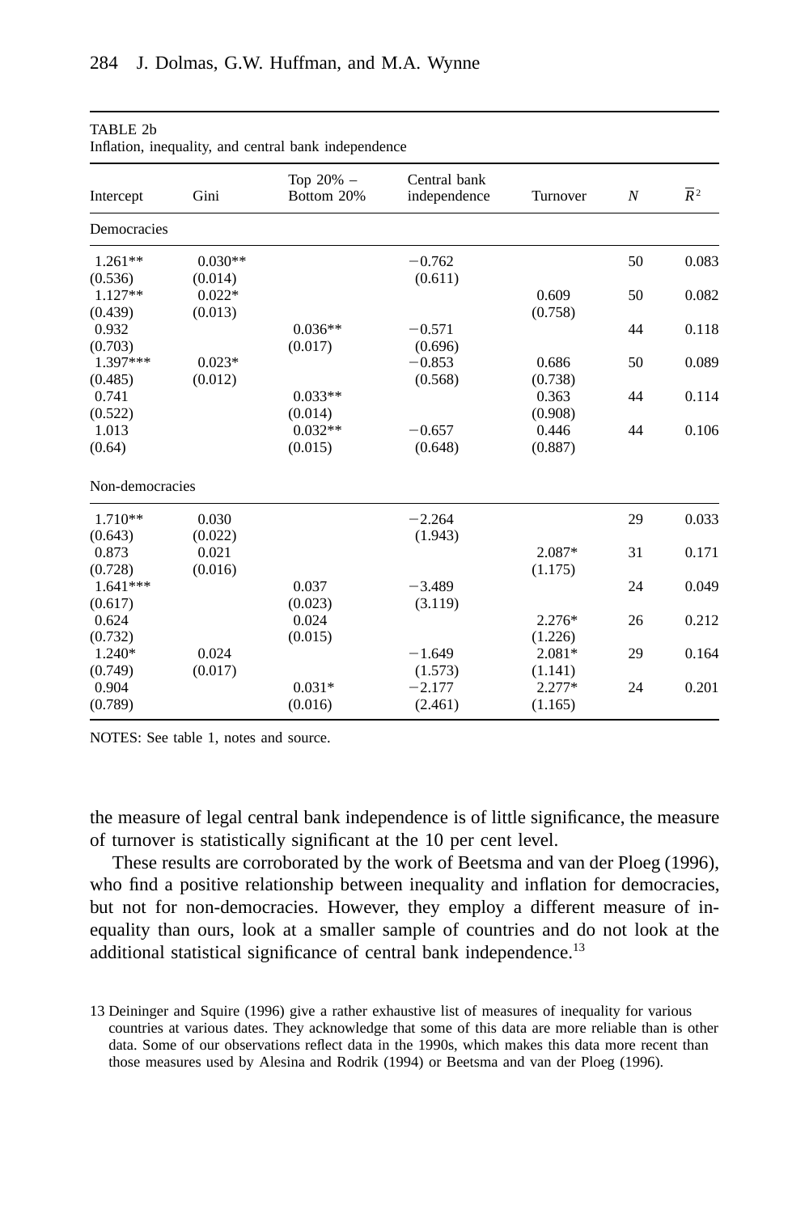TABLE 2b
Inflation, inequality, and central bank independence

| Intercept | Gini | Top 20% – Bottom 20% | Central bank independence | Turnover | $N$ | $\overline{R}^2$ |
|---|---|---|---|---|---|---|
| Democracies | | | | | | |
| 1.261** | 0.030** | | −0.762 | | 50 | 0.083 |
| (0.536) | (0.014) | | (0.611) | | | |
| 1.127** | 0.022* | | | 0.609 | 50 | 0.082 |
| (0.439) | (0.013) | | | (0.758) | | |
| 0.932 | | 0.036** | −0.571 | | 44 | 0.118 |
| (0.703) | | (0.017) | (0.696) | | | |
| 1.397*** | 0.023* | | −0.853 | 0.686 | 50 | 0.089 |
| (0.485) | (0.012) | | (0.568) | (0.738) | | |
| 0.741 | | 0.033** | | 0.363 | 44 | 0.114 |
| (0.522) | | (0.014) | | (0.908) | | |
| 1.013 | | 0.032** | −0.657 | 0.446 | 44 | 0.106 |
| (0.64) | | (0.015) | (0.648) | (0.887) | | |
| Non-democracies | | | | | | |
| 1.710** | 0.030 | | −2.264 | | 29 | 0.033 |
| (0.643) | (0.022) | | (1.943) | | | |
| 0.873 | 0.021 | | | 2.087* | 31 | 0.171 |
| (0.728) | (0.016) | | | (1.175) | | |
| 1.641*** | | 0.037 | −3.489 | | 24 | 0.049 |
| (0.617) | | (0.023) | (3.119) | | | |
| 0.624 | | 0.024 | | 2.276* | 26 | 0.212 |
| (0.732) | | (0.015) | | (1.226) | | |
| 1.240* | 0.024 | | −1.649 | 2.081* | 29 | 0.164 |
| (0.749) | (0.017) | | (1.573) | (1.141) | | |
| 0.904 | | 0.031* | −2.177 | 2.277* | 24 | 0.201 |
| (0.789) | | (0.016) | (2.461) | (1.165) | | |

NOTES: See table 1, notes and source.

the measure of legal central bank independence is of little significance, the measure of turnover is statistically significant at the 10 per cent level.

These results are corroborated by the work of Beetsma and van der Ploeg (1996), who find a positive relationship between inequality and inflation for democracies, but not for non-democracies. However, they employ a different measure of inequality than ours, look at a smaller sample of countries and do not look at the additional statistical significance of central bank independence.[13]

13 Deininger and Squire (1996) give a rather exhaustive list of measures of inequality for various countries at various dates. They acknowledge that some of this data are more reliable than is other data. Some of our observations reflect data in the 1990s, which makes this data more recent than those measures used by Alesina and Rodrik (1994) or Beetsma and van der Ploeg (1996).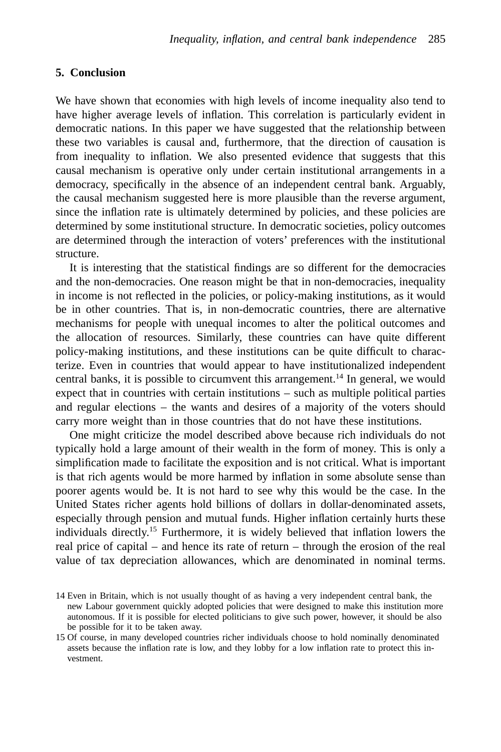## 5. Conclusion

We have shown that economies with high levels of income inequality also tend to have higher average levels of inflation. This correlation is particularly evident in democratic nations. In this paper we have suggested that the relationship between these two variables is causal and, furthermore, that the direction of causation is from inequality to inflation. We also presented evidence that suggests that this causal mechanism is operative only under certain institutional arrangements in a democracy, specifically in the absence of an independent central bank. Arguably, the causal mechanism suggested here is more plausible than the reverse argument, since the inflation rate is ultimately determined by policies, and these policies are determined by some institutional structure. In democratic societies, policy outcomes are determined through the interaction of voters' preferences with the institutional structure.

It is interesting that the statistical findings are so different for the democracies and the non-democracies. One reason might be that in non-democracies, inequality in income is not reflected in the policies, or policy-making institutions, as it would be in other countries. That is, in non-democratic countries, there are alternative mechanisms for people with unequal incomes to alter the political outcomes and the allocation of resources. Similarly, these countries can have quite different policy-making institutions, and these institutions can be quite difficult to characterize. Even in countries that would appear to have institutionalized independent central banks, it is possible to circumvent this arrangement.[14] In general, we would expect that in countries with certain institutions – such as multiple political parties and regular elections – the wants and desires of a majority of the voters should carry more weight than in those countries that do not have these institutions.

One might criticize the model described above because rich individuals do not typically hold a large amount of their wealth in the form of money. This is only a simplification made to facilitate the exposition and is not critical. What is important is that rich agents would be more harmed by inflation in some absolute sense than poorer agents would be. It is not hard to see why this would be the case. In the United States richer agents hold billions of dollars in dollar-denominated assets, especially through pension and mutual funds. Higher inflation certainly hurts these individuals directly.[15] Furthermore, it is widely believed that inflation lowers the real price of capital – and hence its rate of return – through the erosion of the real value of tax depreciation allowances, which are denominated in nominal terms.

14 Even in Britain, which is not usually thought of as having a very independent central bank, the new Labour government quickly adopted policies that were designed to make this institution more autonomous. If it is possible for elected politicians to give such power, however, it should be also be possible for it to be taken away.

15 Of course, in many developed countries richer individuals choose to hold nominally denominated assets because the inflation rate is low, and they lobby for a low inflation rate to protect this investment.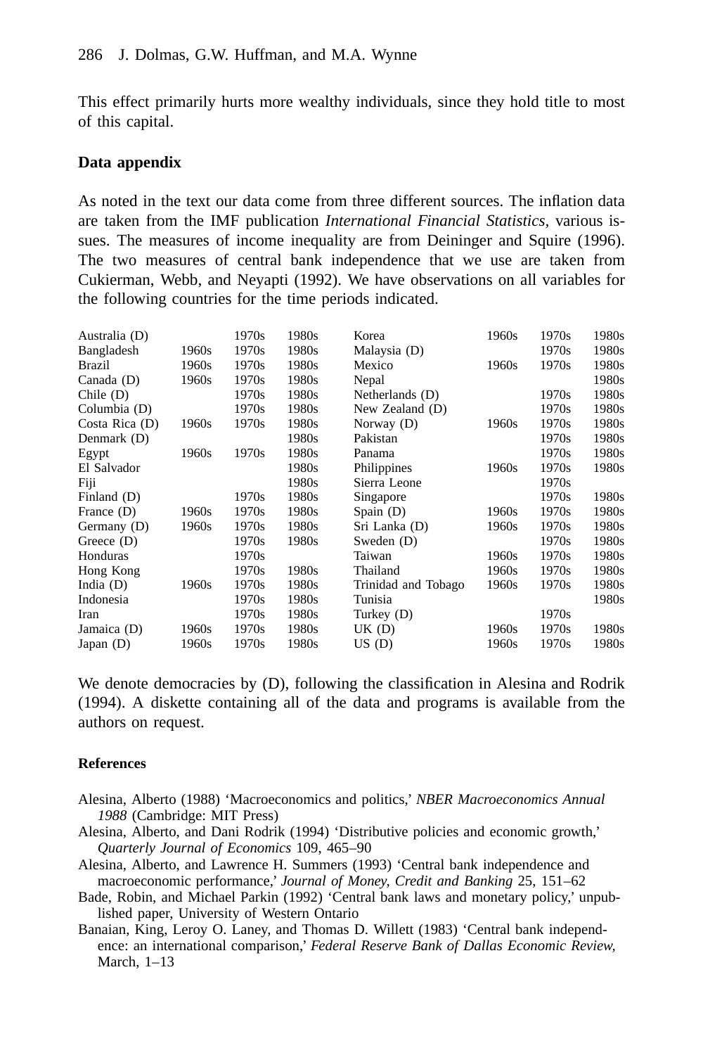This effect primarily hurts more wealthy individuals, since they hold title to most of this capital.

## Data appendix

As noted in the text our data come from three different sources. The inflation data are taken from the IMF publication *International Financial Statistics*, various issues. The measures of income inequality are from Deininger and Squire (1996). The two measures of central bank independence that we use are taken from Cukierman, Webb, and Neyapti (1992). We have observations on all variables for the following countries for the time periods indicated.

| | | | | | | | |
|---|---|---|---|---|---|---|---|
| Australia (D) | | 1970s | 1980s | Korea | 1960s | 1970s | 1980s |
| Bangladesh | 1960s | 1970s | 1980s | Malaysia (D) | | 1970s | 1980s |
| Brazil | 1960s | 1970s | 1980s | Mexico | 1960s | 1970s | 1980s |
| Canada (D) | 1960s | 1970s | 1980s | Nepal | | | 1980s |
| Chile (D) | | 1970s | 1980s | Netherlands (D) | | 1970s | 1980s |
| Columbia (D) | | 1970s | 1980s | New Zealand (D) | | 1970s | 1980s |
| Costa Rica (D) | 1960s | 1970s | 1980s | Norway (D) | 1960s | 1970s | 1980s |
| Denmark (D) | | | 1980s | Pakistan | | 1970s | 1980s |
| Egypt | 1960s | 1970s | 1980s | Panama | | 1970s | 1980s |
| El Salvador | | | 1980s | Philippines | 1960s | 1970s | 1980s |
| Fiji | | | 1980s | Sierra Leone | | 1970s | |
| Finland (D) | | 1970s | 1980s | Singapore | | 1970s | 1980s |
| France (D) | 1960s | 1970s | 1980s | Spain (D) | 1960s | 1970s | 1980s |
| Germany (D) | 1960s | 1970s | 1980s | Sri Lanka (D) | 1960s | 1970s | 1980s |
| Greece (D) | | 1970s | 1980s | Sweden (D) | | 1970s | 1980s |
| Honduras | | 1970s | | Taiwan | 1960s | 1970s | 1980s |
| Hong Kong | | 1970s | 1980s | Thailand | 1960s | 1970s | 1980s |
| India (D) | 1960s | 1970s | 1980s | Trinidad and Tobago | 1960s | 1970s | 1980s |
| Indonesia | | 1970s | 1980s | Tunisia | | | 1980s |
| Iran | | 1970s | 1980s | Turkey (D) | | 1970s | |
| Jamaica (D) | 1960s | 1970s | 1980s | UK (D) | 1960s | 1970s | 1980s |
| Japan (D) | 1960s | 1970s | 1980s | US (D) | 1960s | 1970s | 1980s |

We denote democracies by (D), following the classification in Alesina and Rodrik (1994). A diskette containing all of the data and programs is available from the authors on request.

### References

Alesina, Alberto (1988) 'Macroeconomics and politics,' *NBER Macroeconomics Annual 1988* (Cambridge: MIT Press)

Alesina, Alberto, and Dani Rodrik (1994) 'Distributive policies and economic growth,' *Quarterly Journal of Economics* 109, 465–90

Alesina, Alberto, and Lawrence H. Summers (1993) 'Central bank independence and macroeconomic performance,' *Journal of Money, Credit and Banking* 25, 151–62

Bade, Robin, and Michael Parkin (1992) 'Central bank laws and monetary policy,' unpublished paper, University of Western Ontario

Banaian, King, Leroy O. Laney, and Thomas D. Willett (1983) 'Central bank independence: an international comparison,' *Federal Reserve Bank of Dallas Economic Review*, March, 1–13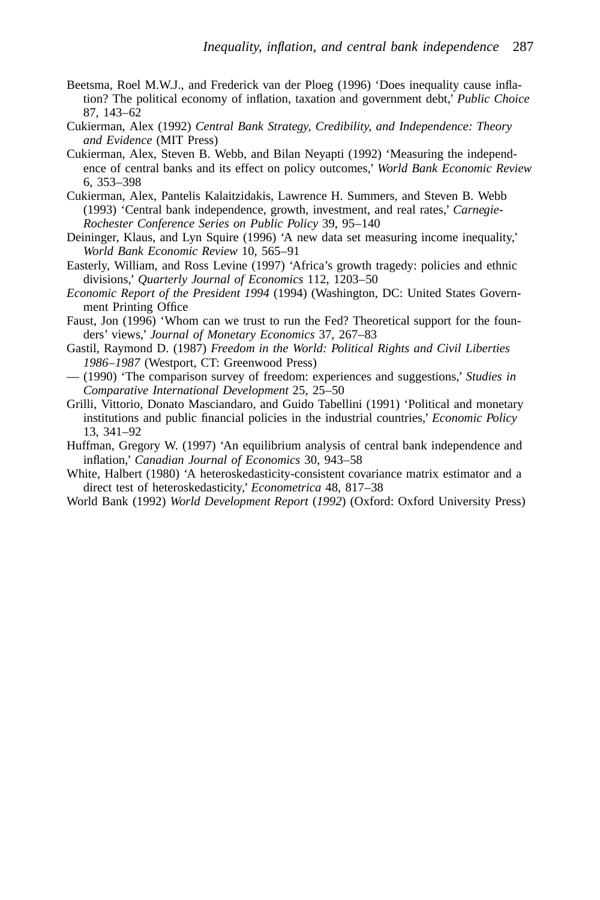Beetsma, Roel M.W.J., and Frederick van der Ploeg (1996) 'Does inequality cause inflation? The political economy of inflation, taxation and government debt,' *Public Choice* 87, 143–62

Cukierman, Alex (1992) *Central Bank Strategy, Credibility, and Independence: Theory and Evidence* (MIT Press)

Cukierman, Alex, Steven B. Webb, and Bilan Neyapti (1992) 'Measuring the independence of central banks and its effect on policy outcomes,' *World Bank Economic Review* 6, 353–398

Cukierman, Alex, Pantelis Kalaitzidakis, Lawrence H. Summers, and Steven B. Webb (1993) 'Central bank independence, growth, investment, and real rates,' *Carnegie-Rochester Conference Series on Public Policy* 39, 95–140

Deininger, Klaus, and Lyn Squire (1996) 'A new data set measuring income inequality,' *World Bank Economic Review* 10, 565–91

Easterly, William, and Ross Levine (1997) 'Africa's growth tragedy: policies and ethnic divisions,' *Quarterly Journal of Economics* 112, 1203–50

*Economic Report of the President 1994* (1994) (Washington, DC: United States Government Printing Office

Faust, Jon (1996) 'Whom can we trust to run the Fed? Theoretical support for the founders' views,' *Journal of Monetary Economics* 37, 267–83

Gastil, Raymond D. (1987) *Freedom in the World: Political Rights and Civil Liberties 1986–1987* (Westport, CT: Greenwood Press)

— (1990) 'The comparison survey of freedom: experiences and suggestions,' *Studies in Comparative International Development* 25, 25–50

Grilli, Vittorio, Donato Masciandaro, and Guido Tabellini (1991) 'Political and monetary institutions and public financial policies in the industrial countries,' *Economic Policy* 13, 341–92

Huffman, Gregory W. (1997) 'An equilibrium analysis of central bank independence and inflation,' *Canadian Journal of Economics* 30, 943–58

White, Halbert (1980) 'A heteroskedasticity-consistent covariance matrix estimator and a direct test of heteroskedasticity,' *Econometrica* 48, 817–38

World Bank (1992) *World Development Report* (*1992*) (Oxford: Oxford University Press)